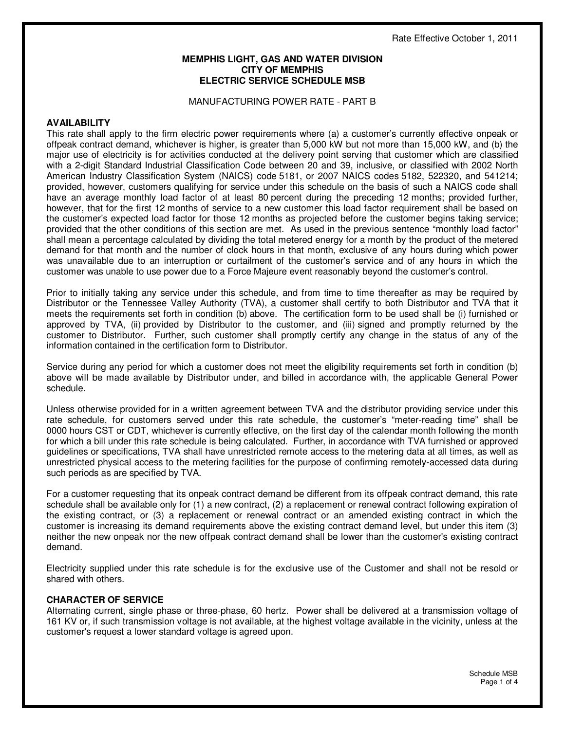Rate Effective October 1, 2011

# MEMPHIS LIGHT, GAS AND WATER DIVISION
# CITY OF MEMPHIS
# ELECTRIC SERVICE SCHEDULE MSB

MANUFACTURING POWER RATE - PART B

## AVAILABILITY

This rate shall apply to the firm electric power requirements where (a) a customer's currently effective onpeak or offpeak contract demand, whichever is higher, is greater than 5,000 kW but not more than 15,000 kW, and (b) the major use of electricity is for activities conducted at the delivery point serving that customer which are classified with a 2-digit Standard Industrial Classification Code between 20 and 39, inclusive, or classified with 2002 North American Industry Classification System (NAICS) code 5181, or 2007 NAICS codes 5182, 522320, and 541214; provided, however, customers qualifying for service under this schedule on the basis of such a NAICS code shall have an average monthly load factor of at least 80 percent during the preceding 12 months; provided further, however, that for the first 12 months of service to a new customer this load factor requirement shall be based on the customer's expected load factor for those 12 months as projected before the customer begins taking service; provided that the other conditions of this section are met. As used in the previous sentence "monthly load factor" shall mean a percentage calculated by dividing the total metered energy for a month by the product of the metered demand for that month and the number of clock hours in that month, exclusive of any hours during which power was unavailable due to an interruption or curtailment of the customer's service and of any hours in which the customer was unable to use power due to a Force Majeure event reasonably beyond the customer's control.

Prior to initially taking any service under this schedule, and from time to time thereafter as may be required by Distributor or the Tennessee Valley Authority (TVA), a customer shall certify to both Distributor and TVA that it meets the requirements set forth in condition (b) above. The certification form to be used shall be (i) furnished or approved by TVA, (ii) provided by Distributor to the customer, and (iii) signed and promptly returned by the customer to Distributor. Further, such customer shall promptly certify any change in the status of any of the information contained in the certification form to Distributor.

Service during any period for which a customer does not meet the eligibility requirements set forth in condition (b) above will be made available by Distributor under, and billed in accordance with, the applicable General Power schedule.

Unless otherwise provided for in a written agreement between TVA and the distributor providing service under this rate schedule, for customers served under this rate schedule, the customer's "meter-reading time" shall be 0000 hours CST or CDT, whichever is currently effective, on the first day of the calendar month following the month for which a bill under this rate schedule is being calculated. Further, in accordance with TVA furnished or approved guidelines or specifications, TVA shall have unrestricted remote access to the metering data at all times, as well as unrestricted physical access to the metering facilities for the purpose of confirming remotely-accessed data during such periods as are specified by TVA.

For a customer requesting that its onpeak contract demand be different from its offpeak contract demand, this rate schedule shall be available only for (1) a new contract, (2) a replacement or renewal contract following expiration of the existing contract, or (3) a replacement or renewal contract or an amended existing contract in which the customer is increasing its demand requirements above the existing contract demand level, but under this item (3) neither the new onpeak nor the new offpeak contract demand shall be lower than the customer's existing contract demand.

Electricity supplied under this rate schedule is for the exclusive use of the Customer and shall not be resold or shared with others.

## CHARACTER OF SERVICE

Alternating current, single phase or three-phase, 60 hertz. Power shall be delivered at a transmission voltage of 161 KV or, if such transmission voltage is not available, at the highest voltage available in the vicinity, unless at the customer's request a lower standard voltage is agreed upon.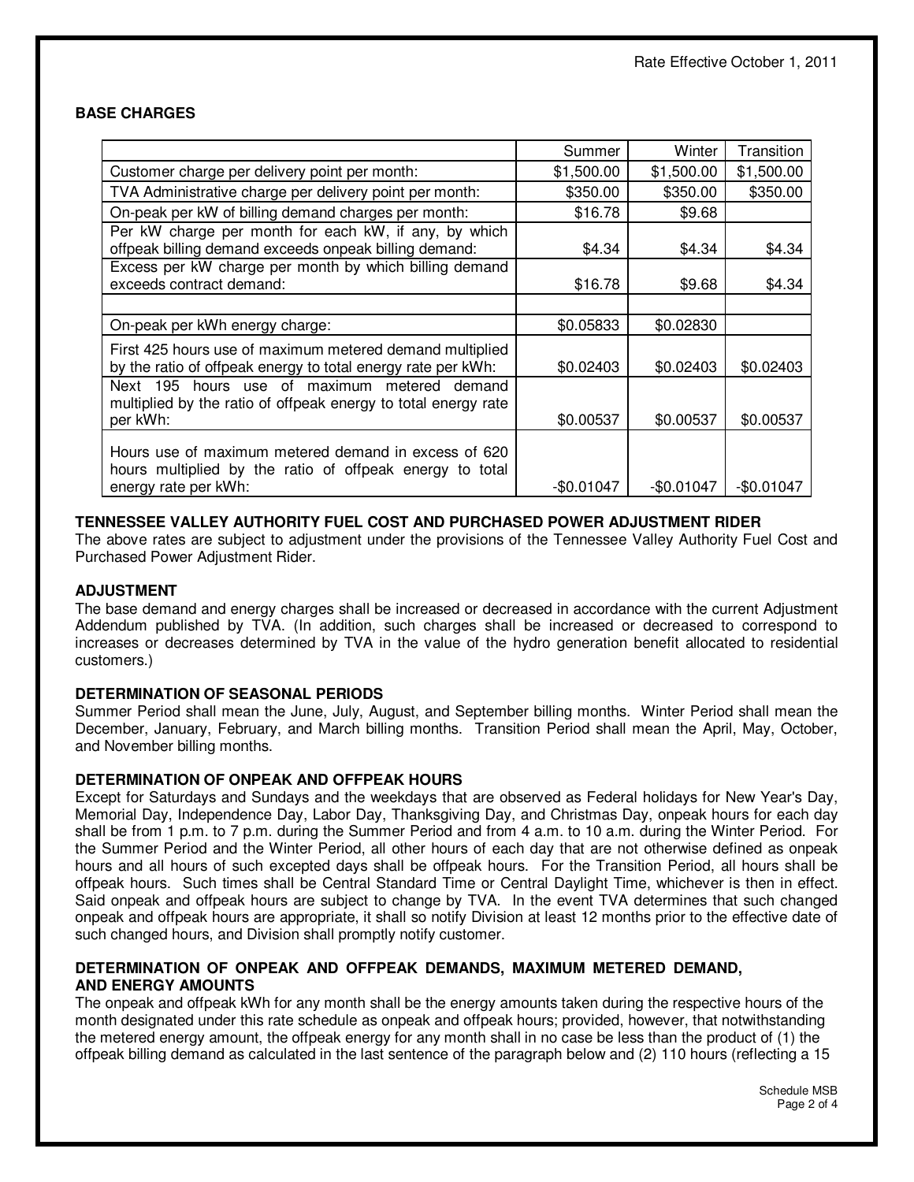Rate Effective October 1, 2011

**BASE CHARGES**

| | Summer | Winter | Transition |
|---|---|---|---|
| Customer charge per delivery point per month: | $1,500.00 | $1,500.00 | $1,500.00 |
| TVA Administrative charge per delivery point per month: | $350.00 | $350.00 | $350.00 |
| On-peak per kW of billing demand charges per month: | $16.78 | $9.68 | |
| Per kW charge per month for each kW, if any, by which offpeak billing demand exceeds onpeak billing demand: | $4.34 | $4.34 | $4.34 |
| Excess per kW charge per month by which billing demand exceeds contract demand: | $16.78 | $9.68 | $4.34 |
| | | | |
| On-peak per kWh energy charge: | $0.05833 | $0.02830 | |
| First 425 hours use of maximum metered demand multiplied by the ratio of offpeak energy to total energy rate per kWh: | $0.02403 | $0.02403 | $0.02403 |
| Next 195 hours use of maximum metered demand multiplied by the ratio of offpeak energy to total energy rate per kWh: | $0.00537 | $0.00537 | $0.00537 |
| Hours use of maximum metered demand in excess of 620 hours multiplied by the ratio of offpeak energy to total energy rate per kWh: | -$0.01047 | -$0.01047 | -$0.01047 |

**TENNESSEE VALLEY AUTHORITY FUEL COST AND PURCHASED POWER ADJUSTMENT RIDER**

The above rates are subject to adjustment under the provisions of the Tennessee Valley Authority Fuel Cost and Purchased Power Adjustment Rider.

**ADJUSTMENT**

The base demand and energy charges shall be increased or decreased in accordance with the current Adjustment Addendum published by TVA. (In addition, such charges shall be increased or decreased to correspond to increases or decreases determined by TVA in the value of the hydro generation benefit allocated to residential customers.)

**DETERMINATION OF SEASONAL PERIODS**

Summer Period shall mean the June, July, August, and September billing months. Winter Period shall mean the December, January, February, and March billing months. Transition Period shall mean the April, May, October, and November billing months.

**DETERMINATION OF ONPEAK AND OFFPEAK HOURS**

Except for Saturdays and Sundays and the weekdays that are observed as Federal holidays for New Year's Day, Memorial Day, Independence Day, Labor Day, Thanksgiving Day, and Christmas Day, onpeak hours for each day shall be from 1 p.m. to 7 p.m. during the Summer Period and from 4 a.m. to 10 a.m. during the Winter Period. For the Summer Period and the Winter Period, all other hours of each day that are not otherwise defined as onpeak hours and all hours of such excepted days shall be offpeak hours. For the Transition Period, all hours shall be offpeak hours. Such times shall be Central Standard Time or Central Daylight Time, whichever is then in effect. Said onpeak and offpeak hours are subject to change by TVA. In the event TVA determines that such changed onpeak and offpeak hours are appropriate, it shall so notify Division at least 12 months prior to the effective date of such changed hours, and Division shall promptly notify customer.

**DETERMINATION OF ONPEAK AND OFFPEAK DEMANDS, MAXIMUM METERED DEMAND, AND ENERGY AMOUNTS**

The onpeak and offpeak kWh for any month shall be the energy amounts taken during the respective hours of the month designated under this rate schedule as onpeak and offpeak hours; provided, however, that notwithstanding the metered energy amount, the offpeak energy for any month shall in no case be less than the product of (1) the offpeak billing demand as calculated in the last sentence of the paragraph below and (2) 110 hours (reflecting a 15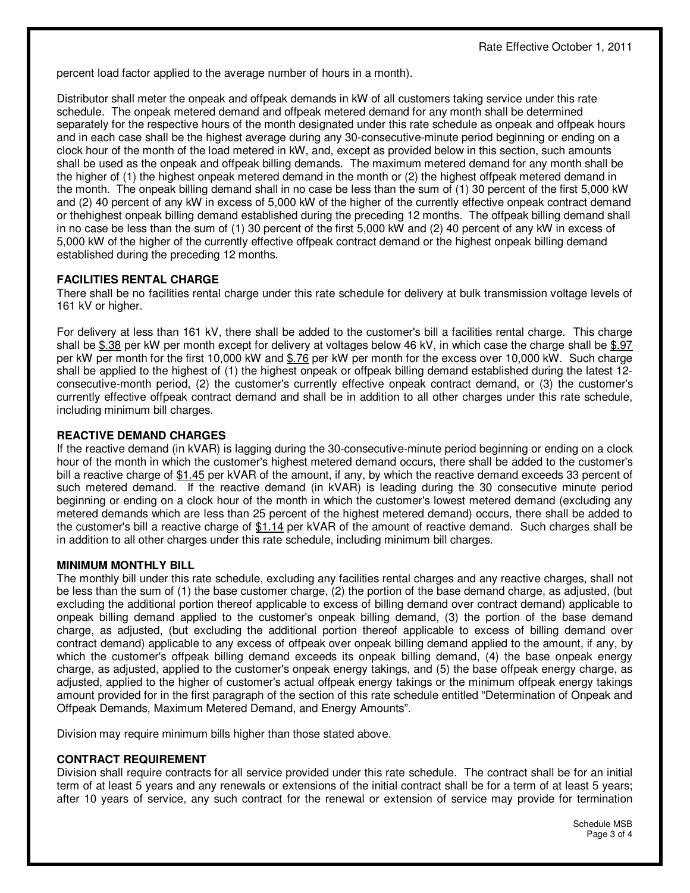percent load factor applied to the average number of hours in a month).

Distributor shall meter the onpeak and offpeak demands in kW of all customers taking service under this rate schedule. The onpeak metered demand and offpeak metered demand for any month shall be determined separately for the respective hours of the month designated under this rate schedule as onpeak and offpeak hours and in each case shall be the highest average during any 30-consecutive-minute period beginning or ending on a clock hour of the month of the load metered in kW, and, except as provided below in this section, such amounts shall be used as the onpeak and offpeak billing demands. The maximum metered demand for any month shall be the higher of (1) the highest onpeak metered demand in the month or (2) the highest offpeak metered demand in the month. The onpeak billing demand shall in no case be less than the sum of (1) 30 percent of the first 5,000 kW and (2) 40 percent of any kW in excess of 5,000 kW of the higher of the currently effective onpeak contract demand or thehighest onpeak billing demand established during the preceding 12 months. The offpeak billing demand shall in no case be less than the sum of (1) 30 percent of the first 5,000 kW and (2) 40 percent of any kW in excess of 5,000 kW of the higher of the currently effective offpeak contract demand or the highest onpeak billing demand established during the preceding 12 months.

**FACILITIES RENTAL CHARGE**

There shall be no facilities rental charge under this rate schedule for delivery at bulk transmission voltage levels of 161 kV or higher.

For delivery at less than 161 kV, there shall be added to the customer's bill a facilities rental charge. This charge shall be $.38 per kW per month except for delivery at voltages below 46 kV, in which case the charge shall be $.97 per kW per month for the first 10,000 kW and $.76 per kW per month for the excess over 10,000 kW. Such charge shall be applied to the highest of (1) the highest onpeak or offpeak billing demand established during the latest 12-consecutive-month period, (2) the customer's currently effective onpeak contract demand, or (3) the customer's currently effective offpeak contract demand and shall be in addition to all other charges under this rate schedule, including minimum bill charges.

**REACTIVE DEMAND CHARGES**

If the reactive demand (in kVAR) is lagging during the 30-consecutive-minute period beginning or ending on a clock hour of the month in which the customer's highest metered demand occurs, there shall be added to the customer's bill a reactive charge of $1.45 per kVAR of the amount, if any, by which the reactive demand exceeds 33 percent of such metered demand. If the reactive demand (in kVAR) is leading during the 30 consecutive minute period beginning or ending on a clock hour of the month in which the customer's lowest metered demand (excluding any metered demands which are less than 25 percent of the highest metered demand) occurs, there shall be added to the customer's bill a reactive charge of $1.14 per kVAR of the amount of reactive demand. Such charges shall be in addition to all other charges under this rate schedule, including minimum bill charges.

**MINIMUM MONTHLY BILL**

The monthly bill under this rate schedule, excluding any facilities rental charges and any reactive charges, shall not be less than the sum of (1) the base customer charge, (2) the portion of the base demand charge, as adjusted, (but excluding the additional portion thereof applicable to excess of billing demand over contract demand) applicable to onpeak billing demand applied to the customer's onpeak billing demand, (3) the portion of the base demand charge, as adjusted, (but excluding the additional portion thereof applicable to excess of billing demand over contract demand) applicable to any excess of offpeak over onpeak billing demand applied to the amount, if any, by which the customer's offpeak billing demand exceeds its onpeak billing demand, (4) the base onpeak energy charge, as adjusted, applied to the customer's onpeak energy takings, and (5) the base offpeak energy charge, as adjusted, applied to the higher of customer's actual offpeak energy takings or the minimum offpeak energy takings amount provided for in the first paragraph of the section of this rate schedule entitled "Determination of Onpeak and Offpeak Demands, Maximum Metered Demand, and Energy Amounts".

Division may require minimum bills higher than those stated above.

**CONTRACT REQUIREMENT**

Division shall require contracts for all service provided under this rate schedule. The contract shall be for an initial term of at least 5 years and any renewals or extensions of the initial contract shall be for a term of at least 5 years; after 10 years of service, any such contract for the renewal or extension of service may provide for termination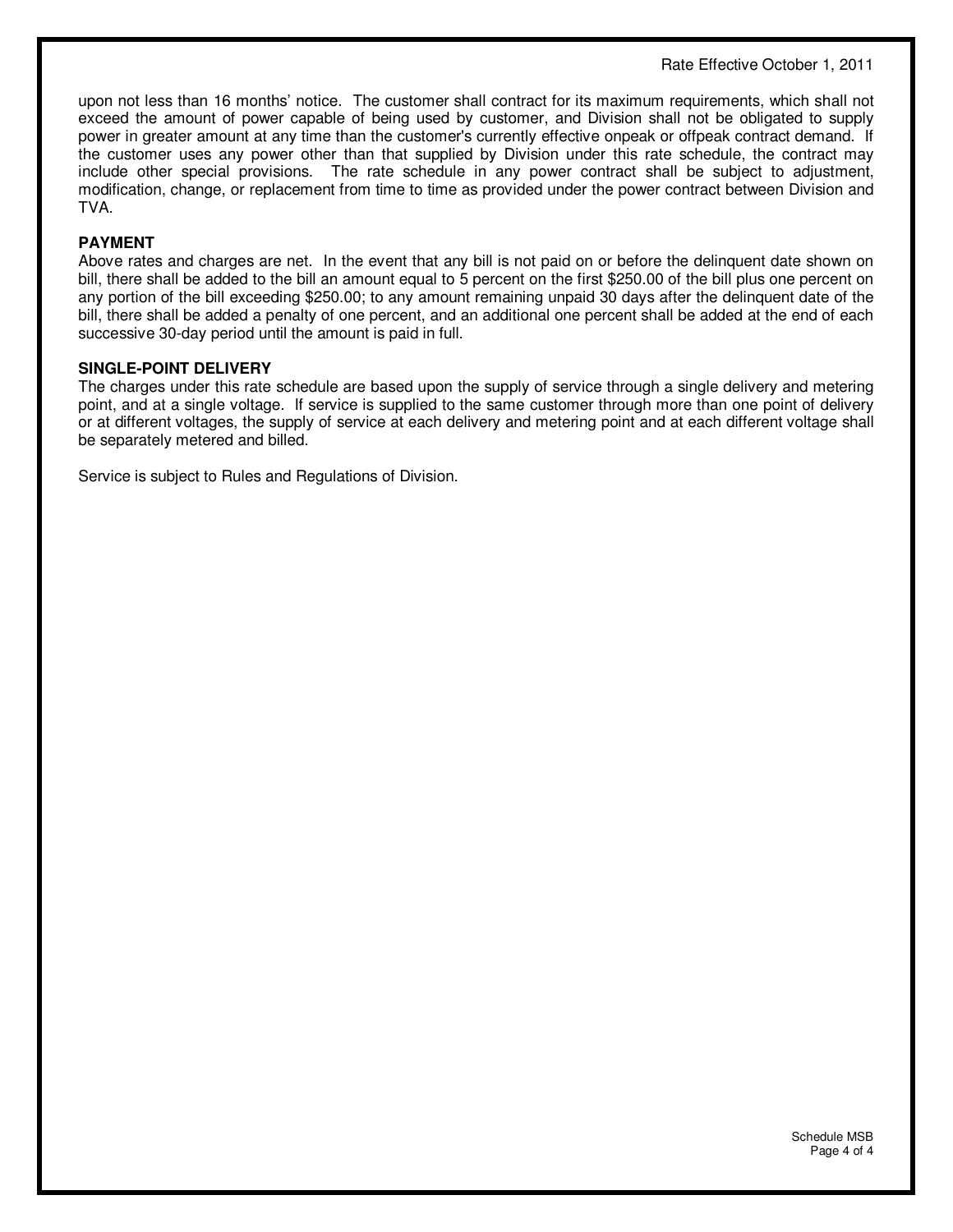upon not less than 16 months' notice. The customer shall contract for its maximum requirements, which shall not exceed the amount of power capable of being used by customer, and Division shall not be obligated to supply power in greater amount at any time than the customer's currently effective onpeak or offpeak contract demand. If the customer uses any power other than that supplied by Division under this rate schedule, the contract may include other special provisions. The rate schedule in any power contract shall be subject to adjustment, modification, change, or replacement from time to time as provided under the power contract between Division and TVA.

**PAYMENT**

Above rates and charges are net. In the event that any bill is not paid on or before the delinquent date shown on bill, there shall be added to the bill an amount equal to 5 percent on the first $250.00 of the bill plus one percent on any portion of the bill exceeding $250.00; to any amount remaining unpaid 30 days after the delinquent date of the bill, there shall be added a penalty of one percent, and an additional one percent shall be added at the end of each successive 30-day period until the amount is paid in full.

**SINGLE-POINT DELIVERY**

The charges under this rate schedule are based upon the supply of service through a single delivery and metering point, and at a single voltage. If service is supplied to the same customer through more than one point of delivery or at different voltages, the supply of service at each delivery and metering point and at each different voltage shall be separately metered and billed.

Service is subject to Rules and Regulations of Division.